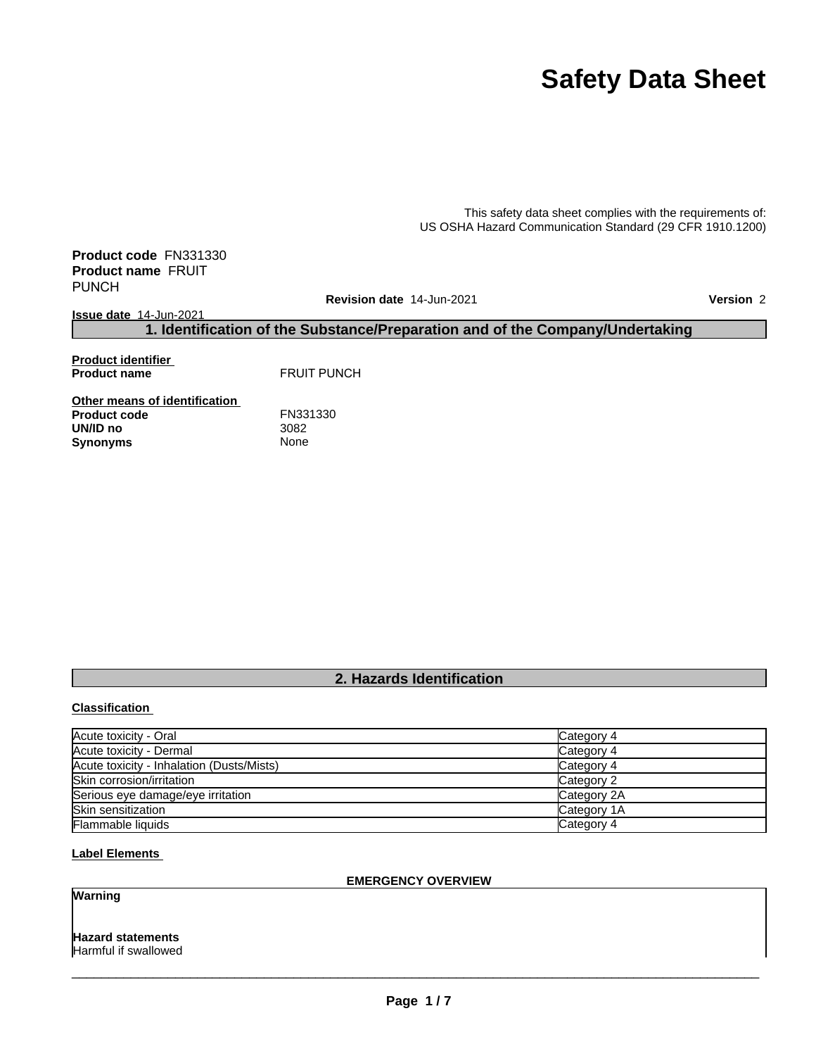# Safety Data Sheet

This safety data sheet complies with the requirements of:
US OSHA Hazard Communication Standard (29 CFR 1910.1200)

**Product code** FN331330
**Product name** FRUIT PUNCH

**Revision date** 14-Jun-2021 **Version** 2

**Issue date** 14-Jun-2021

## 1. Identification of the Substance/Preparation and of the Company/Undertaking

**Product identifier**

**Product name** FRUIT PUNCH

**Other means of identification**

**Product code** FN331330
**UN/ID no** 3082
**Synonyms** None

## 2. Hazards Identification

**Classification**

| | |
|---|---|
| Acute toxicity - Oral | Category 4 |
| Acute toxicity - Dermal | Category 4 |
| Acute toxicity - Inhalation (Dusts/Mists) | Category 4 |
| Skin corrosion/irritation | Category 2 |
| Serious eye damage/eye irritation | Category 2A |
| Skin sensitization | Category 1A |
| Flammable liquids | Category 4 |

**Label Elements**

**EMERGENCY OVERVIEW**

**Warning**

**Hazard statements**
Harmful if swallowed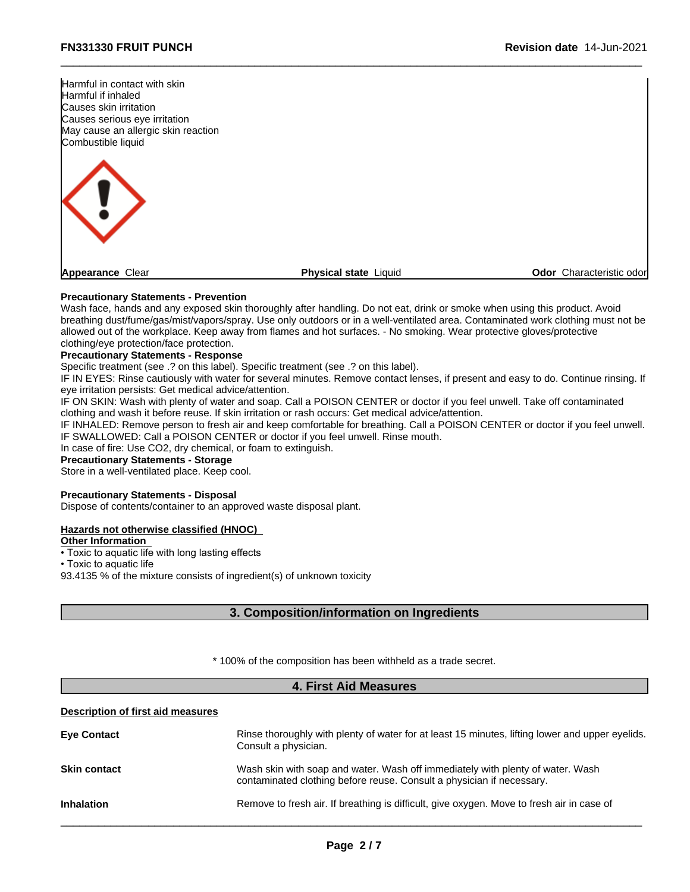Harmful in contact with skin
Harmful if inhaled
Causes skin irritation
Causes serious eye irritation
May cause an allergic skin reaction
Combustible liquid

| **Appearance** Clear | **Physical state** Liquid | **Odor** Characteristic odor |
|---|---|---|

**Precautionary Statements - Prevention**
Wash face, hands and any exposed skin thoroughly after handling. Do not eat, drink or smoke when using this product. Avoid breathing dust/fume/gas/mist/vapors/spray. Use only outdoors or in a well-ventilated area. Contaminated work clothing must not be allowed out of the workplace. Keep away from flames and hot surfaces. - No smoking. Wear protective gloves/protective clothing/eye protection/face protection.

**Precautionary Statements - Response**
Specific treatment (see .? on this label). Specific treatment (see .? on this label).
IF IN EYES: Rinse cautiously with water for several minutes. Remove contact lenses, if present and easy to do. Continue rinsing. If eye irritation persists: Get medical advice/attention.
IF ON SKIN: Wash with plenty of water and soap. Call a POISON CENTER or doctor if you feel unwell. Take off contaminated clothing and wash it before reuse. If skin irritation or rash occurs: Get medical advice/attention.
IF INHALED: Remove person to fresh air and keep comfortable for breathing. Call a POISON CENTER or doctor if you feel unwell.
IF SWALLOWED: Call a POISON CENTER or doctor if you feel unwell. Rinse mouth.
In case of fire: Use CO2, dry chemical, or foam to extinguish.

**Precautionary Statements - Storage**
Store in a well-ventilated place. Keep cool.

**Precautionary Statements - Disposal**
Dispose of contents/container to an approved waste disposal plant.

**Hazards not otherwise classified (HNOC)**

**Other Information**
• Toxic to aquatic life with long lasting effects
• Toxic to aquatic life
93.4135 % of the mixture consists of ingredient(s) of unknown toxicity

## 3. Composition/information on Ingredients

* 100% of the composition has been withheld as a trade secret.

## 4. First Aid Measures

**Description of first aid measures**

| | |
|---|---|
| **Eye Contact** | Rinse thoroughly with plenty of water for at least 15 minutes, lifting lower and upper eyelids. Consult a physician. |
| **Skin contact** | Wash skin with soap and water. Wash off immediately with plenty of water. Wash contaminated clothing before reuse. Consult a physician if necessary. |
| **Inhalation** | Remove to fresh air. If breathing is difficult, give oxygen. Move to fresh air in case of |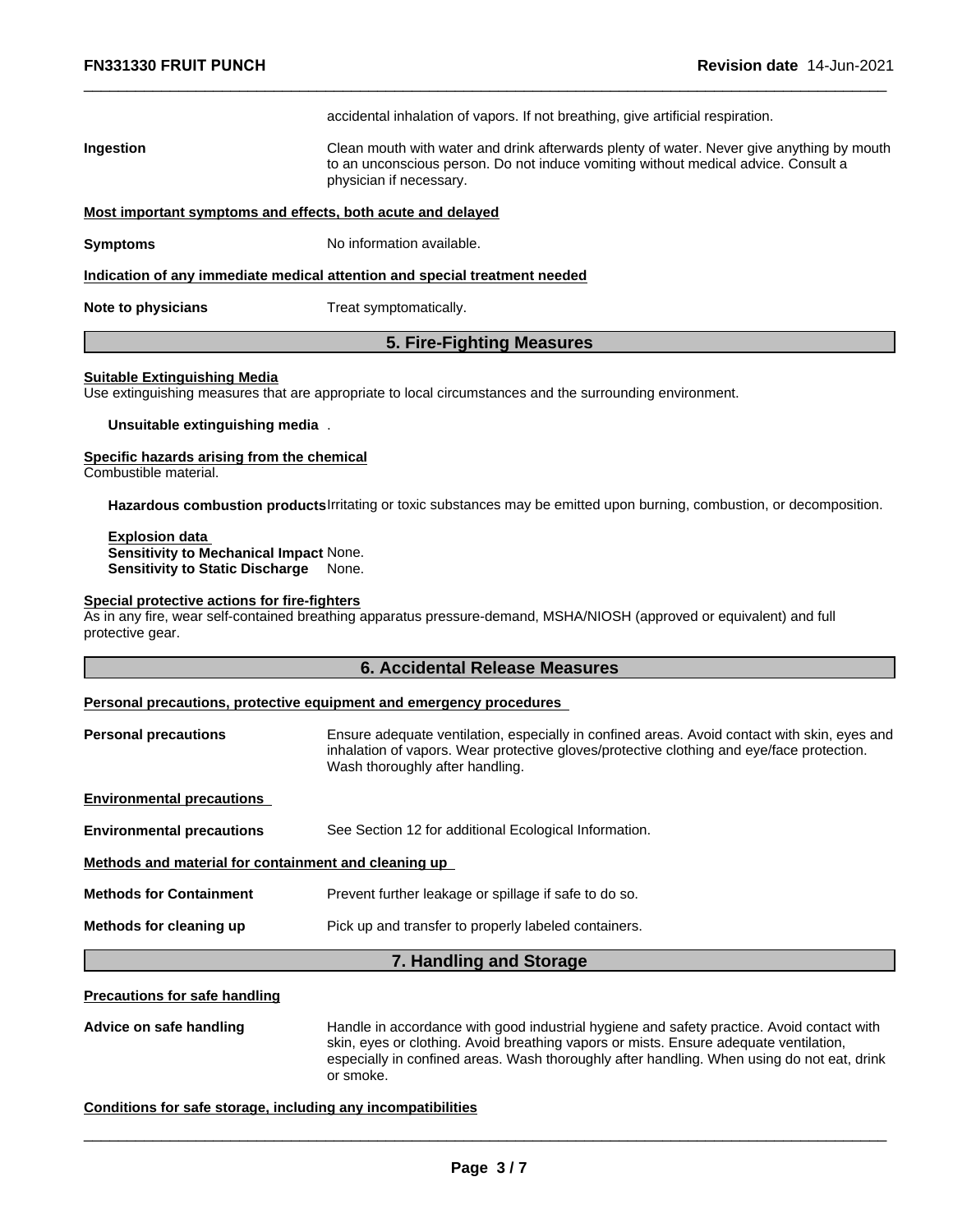accidental inhalation of vapors. If not breathing, give artificial respiration.

**Ingestion** Clean mouth with water and drink afterwards plenty of water. Never give anything by mouth to an unconscious person. Do not induce vomiting without medical advice. Consult a physician if necessary.

**Most important symptoms and effects, both acute and delayed**

**Symptoms** No information available.

**Indication of any immediate medical attention and special treatment needed**

**Note to physicians** Treat symptomatically.

## 5. Fire-Fighting Measures

**Suitable Extinguishing Media**

Use extinguishing measures that are appropriate to local circumstances and the surrounding environment.

**Unsuitable extinguishing media** .

**Specific hazards arising from the chemical**

Combustible material.

**Hazardous combustion products** Irritating or toxic substances may be emitted upon burning, combustion, or decomposition.

**Explosion data**

**Sensitivity to Mechanical Impact** None.

**Sensitivity to Static Discharge** None.

**Special protective actions for fire-fighters**

As in any fire, wear self-contained breathing apparatus pressure-demand, MSHA/NIOSH (approved or equivalent) and full protective gear.

## 6. Accidental Release Measures

**Personal precautions, protective equipment and emergency procedures**

**Personal precautions** Ensure adequate ventilation, especially in confined areas. Avoid contact with skin, eyes and inhalation of vapors. Wear protective gloves/protective clothing and eye/face protection. Wash thoroughly after handling.

**Environmental precautions**

**Environmental precautions** See Section 12 for additional Ecological Information.

**Methods and material for containment and cleaning up**

**Methods for Containment** Prevent further leakage or spillage if safe to do so.

**Methods for cleaning up** Pick up and transfer to properly labeled containers.

## 7. Handling and Storage

**Precautions for safe handling**

**Advice on safe handling** Handle in accordance with good industrial hygiene and safety practice. Avoid contact with skin, eyes or clothing. Avoid breathing vapors or mists. Ensure adequate ventilation, especially in confined areas. Wash thoroughly after handling. When using do not eat, drink or smoke.

**Conditions for safe storage, including any incompatibilities**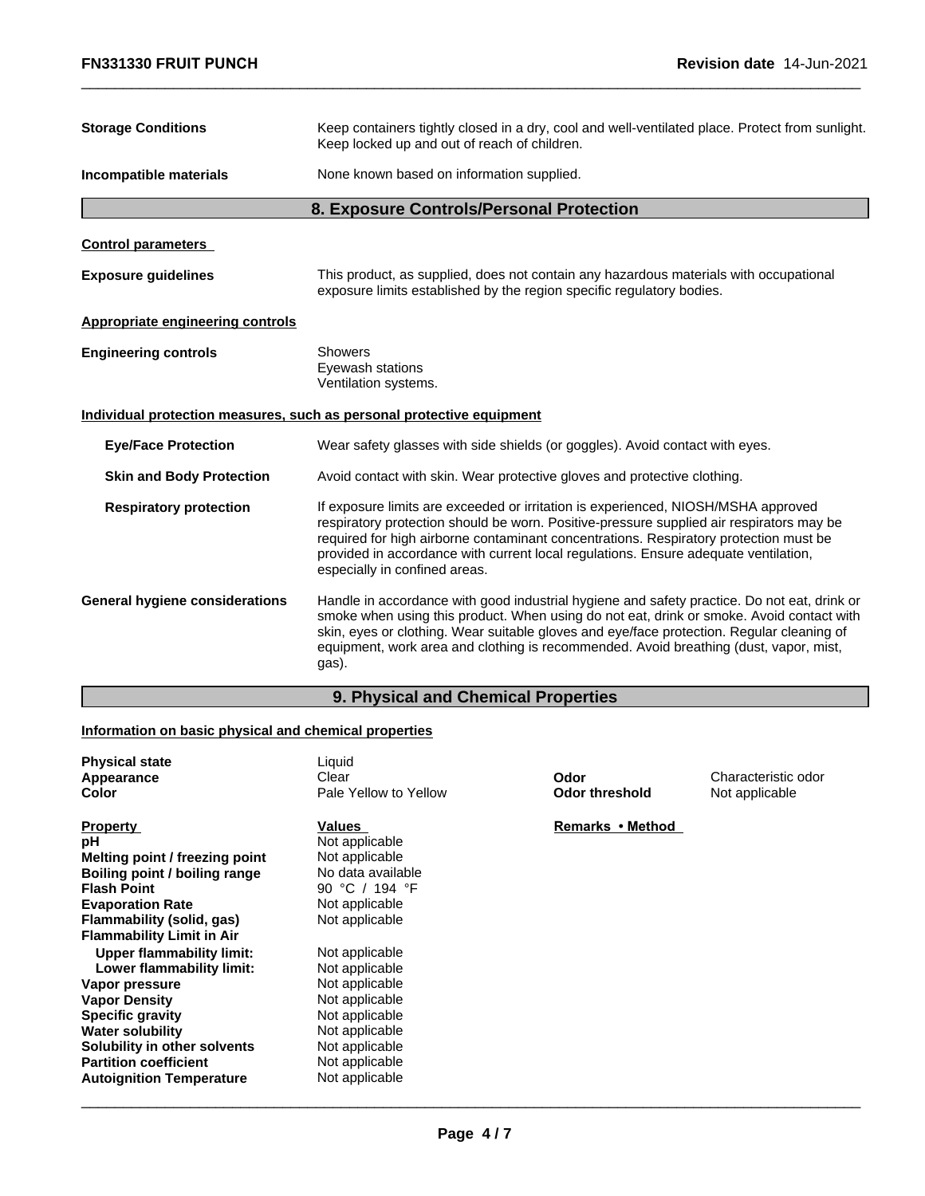| | |
|---|---|
| **Storage Conditions** | Keep containers tightly closed in a dry, cool and well-ventilated place. Protect from sunlight. Keep locked up and out of reach of children. |
| **Incompatible materials** | None known based on information supplied. |

## 8. Exposure Controls/Personal Protection

**Control parameters**

| | |
|---|---|
| **Exposure guidelines** | This product, as supplied, does not contain any hazardous materials with occupational exposure limits established by the region specific regulatory bodies. |

**Appropriate engineering controls**

| | |
|---|---|
| **Engineering controls** | Showers<br>Eyewash stations<br>Ventilation systems. |

**Individual protection measures, such as personal protective equipment**

| | |
|---|---|
| **Eye/Face Protection** | Wear safety glasses with side shields (or goggles). Avoid contact with eyes. |
| **Skin and Body Protection** | Avoid contact with skin. Wear protective gloves and protective clothing. |
| **Respiratory protection** | If exposure limits are exceeded or irritation is experienced, NIOSH/MSHA approved respiratory protection should be worn. Positive-pressure supplied air respirators may be required for high airborne contaminant concentrations. Respiratory protection must be provided in accordance with current local regulations. Ensure adequate ventilation, especially in confined areas. |
| **General hygiene considerations** | Handle in accordance with good industrial hygiene and safety practice. Do not eat, drink or smoke when using this product. When using do not eat, drink or smoke. Avoid contact with skin, eyes or clothing. Wear suitable gloves and eye/face protection. Regular cleaning of equipment, work area and clothing is recommended. Avoid breathing (dust, vapor, mist, gas). |

## 9. Physical and Chemical Properties

**Information on basic physical and chemical properties**

| | | | |
|---|---|---|---|
| **Physical state** | Liquid | | |
| **Appearance** | Clear | **Odor** | Characteristic odor |
| **Color** | Pale Yellow to Yellow | **Odor threshold** | Not applicable |

| **Property** | **Values** | **Remarks • Method** |
|---|---|---|
| **pH** | Not applicable | |
| **Melting point / freezing point** | Not applicable | |
| **Boiling point / boiling range** | No data available | |
| **Flash Point** | 90 °C / 194 °F | |
| **Evaporation Rate** | Not applicable | |
| **Flammability (solid, gas)** | Not applicable | |
| **Flammability Limit in Air** | | |
| **Upper flammability limit:** | Not applicable | |
| **Lower flammability limit:** | Not applicable | |
| **Vapor pressure** | Not applicable | |
| **Vapor Density** | Not applicable | |
| **Specific gravity** | Not applicable | |
| **Water solubility** | Not applicable | |
| **Solubility in other solvents** | Not applicable | |
| **Partition coefficient** | Not applicable | |
| **Autoignition Temperature** | Not applicable | |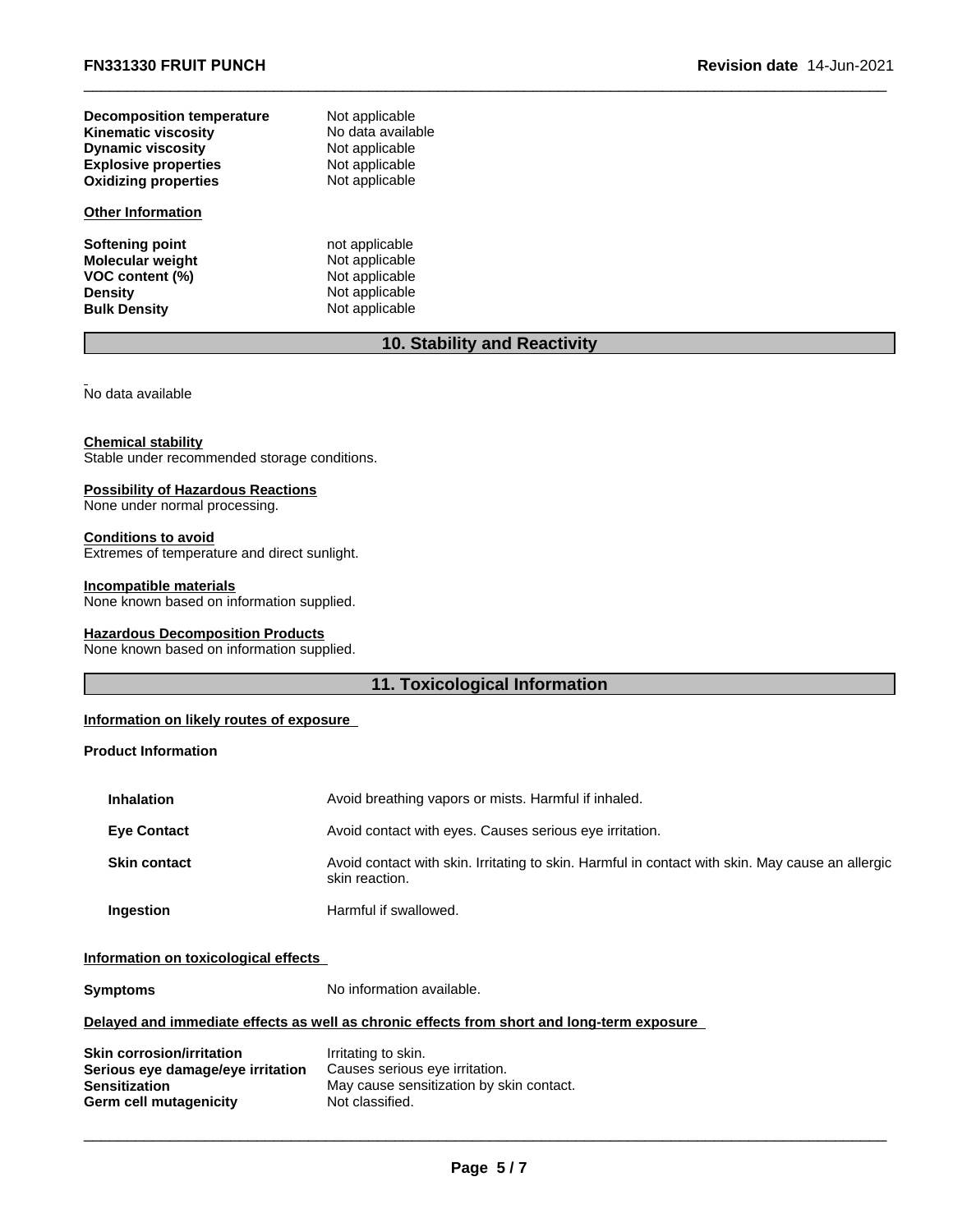| | |
|---|---|
| **Decomposition temperature** | Not applicable |
| **Kinematic viscosity** | No data available |
| **Dynamic viscosity** | Not applicable |
| **Explosive properties** | Not applicable |
| **Oxidizing properties** | Not applicable |

**Other Information**

| | |
|---|---|
| **Softening point** | not applicable |
| **Molecular weight** | Not applicable |
| **VOC content (%)** | Not applicable |
| **Density** | Not applicable |
| **Bulk Density** | Not applicable |

## 10. Stability and Reactivity

No data available

**Chemical stability**
Stable under recommended storage conditions.

**Possibility of Hazardous Reactions**
None under normal processing.

**Conditions to avoid**
Extremes of temperature and direct sunlight.

**Incompatible materials**
None known based on information supplied.

**Hazardous Decomposition Products**
None known based on information supplied.

## 11. Toxicological Information

**Information on likely routes of exposure**

**Product Information**

| | |
|---|---|
| **Inhalation** | Avoid breathing vapors or mists. Harmful if inhaled. |
| **Eye Contact** | Avoid contact with eyes. Causes serious eye irritation. |
| **Skin contact** | Avoid contact with skin. Irritating to skin. Harmful in contact with skin. May cause an allergic skin reaction. |
| **Ingestion** | Harmful if swallowed. |

**Information on toxicological effects**

**Symptoms** No information available.

**Delayed and immediate effects as well as chronic effects from short and long-term exposure**

| | |
|---|---|
| **Skin corrosion/irritation** | Irritating to skin. |
| **Serious eye damage/eye irritation** | Causes serious eye irritation. |
| **Sensitization** | May cause sensitization by skin contact. |
| **Germ cell mutagenicity** | Not classified. |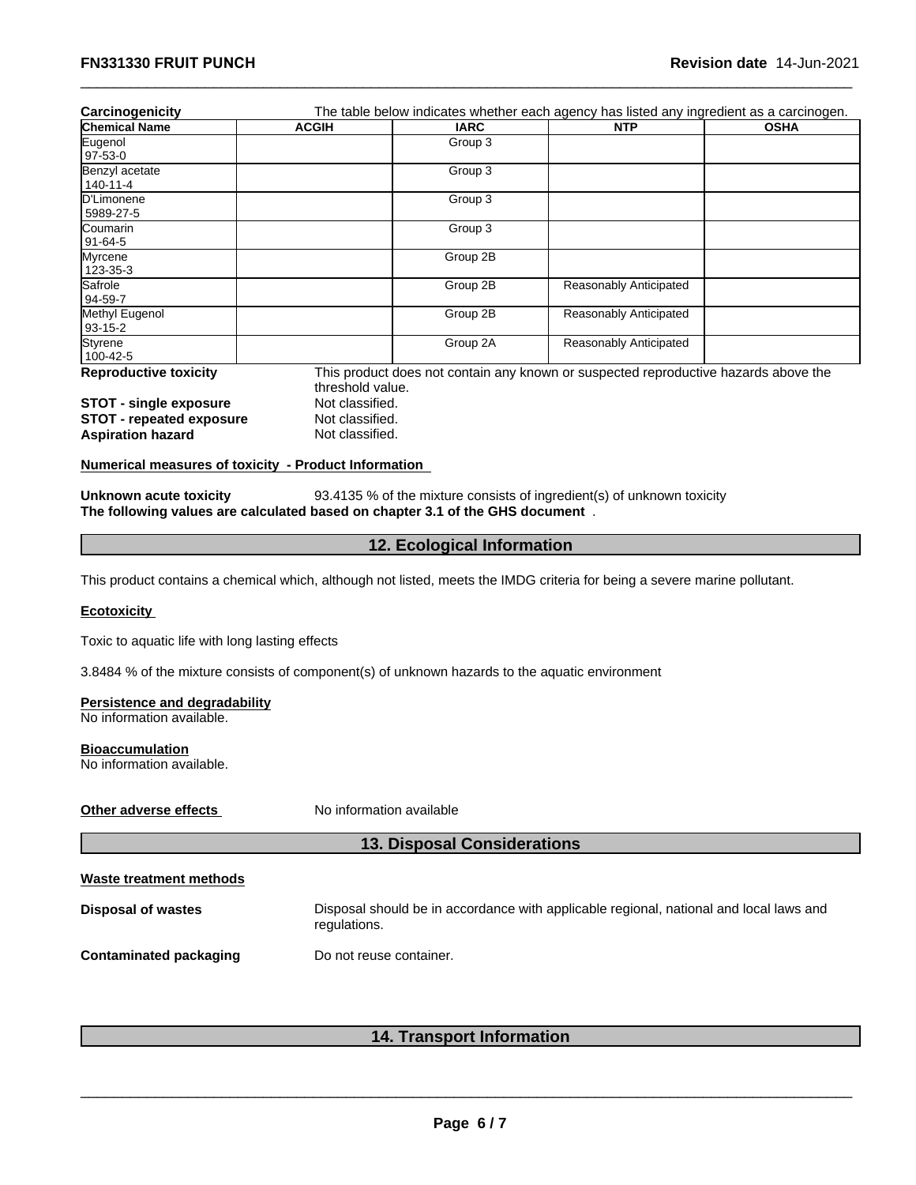**Carcinogenicity** The table below indicates whether each agency has listed any ingredient as a carcinogen.

| Chemical Name | ACGIH | IARC | NTP | OSHA |
|---|---|---|---|---|
| Eugenol<br>97-53-0 | | Group 3 | | |
| Benzyl acetate<br>140-11-4 | | Group 3 | | |
| D'Limonene<br>5989-27-5 | | Group 3 | | |
| Coumarin<br>91-64-5 | | Group 3 | | |
| Myrcene<br>123-35-3 | | Group 2B | | |
| Safrole<br>94-59-7 | | Group 2B | Reasonably Anticipated | |
| Methyl Eugenol<br>93-15-2 | | Group 2B | Reasonably Anticipated | |
| Styrene<br>100-42-5 | | Group 2A | Reasonably Anticipated | |

**Reproductive toxicity** This product does not contain any known or suspected reproductive hazards above the threshold value.

**STOT - single exposure** Not classified.

**STOT - repeated exposure** Not classified.

**Aspiration hazard** Not classified.

**Numerical measures of toxicity - Product Information**

**Unknown acute toxicity** 93.4135 % of the mixture consists of ingredient(s) of unknown toxicity

**The following values are calculated based on chapter 3.1 of the GHS document** .

## 12. Ecological Information

This product contains a chemical which, although not listed, meets the IMDG criteria for being a severe marine pollutant.

**Ecotoxicity**

Toxic to aquatic life with long lasting effects

3.8484 % of the mixture consists of component(s) of unknown hazards to the aquatic environment

**Persistence and degradability**

No information available.

**Bioaccumulation**

No information available.

**Other adverse effects** No information available

## 13. Disposal Considerations

**Waste treatment methods**

**Disposal of wastes** Disposal should be in accordance with applicable regional, national and local laws and regulations.

**Contaminated packaging** Do not reuse container.

## 14. Transport Information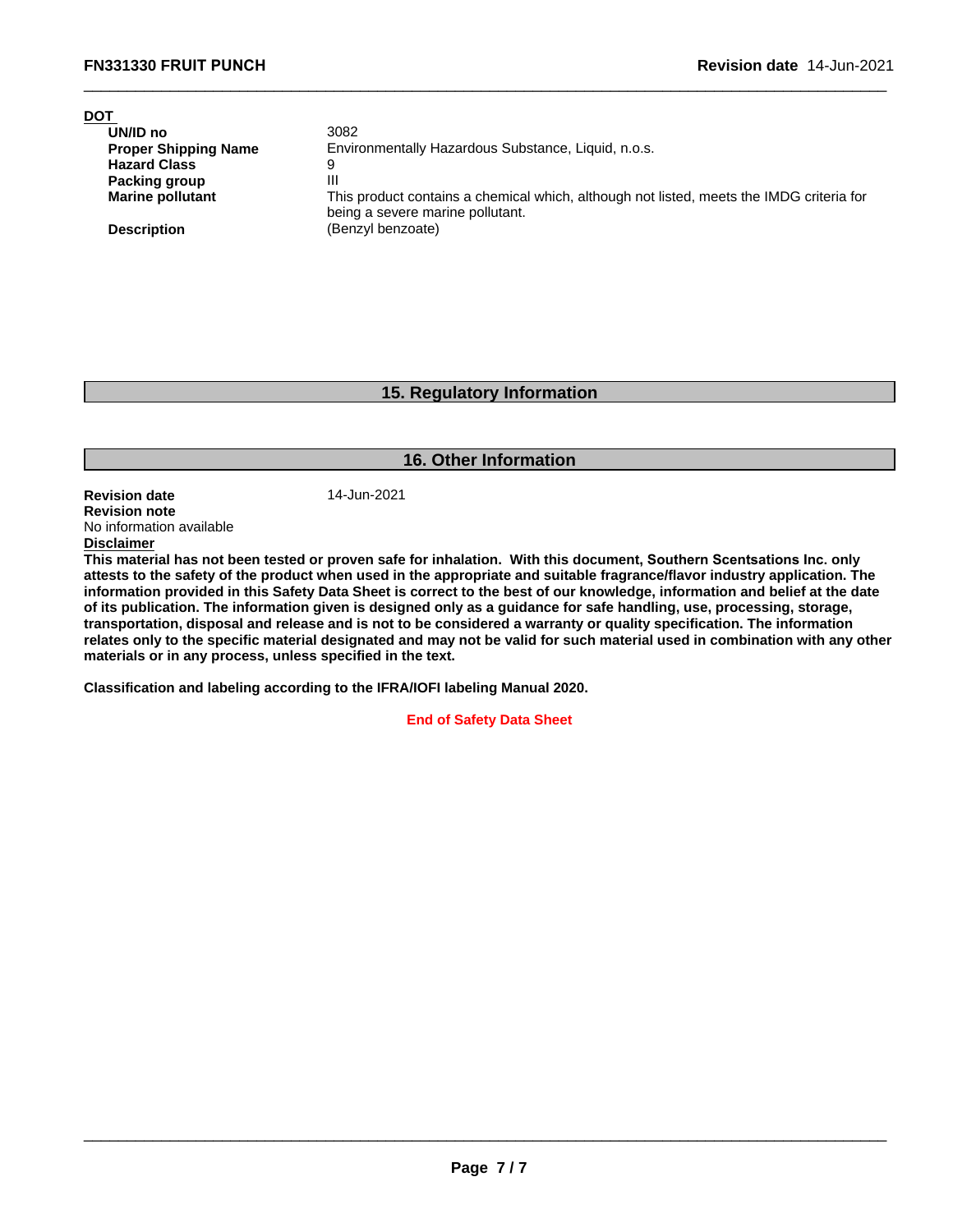**DOT**

| | |
|---|---|
| **UN/ID no** | 3082 |
| **Proper Shipping Name** | Environmentally Hazardous Substance, Liquid, n.o.s. |
| **Hazard Class** | 9 |
| **Packing group** | III |
| **Marine pollutant** | This product contains a chemical which, although not listed, meets the IMDG criteria for being a severe marine pollutant. |
| **Description** | (Benzyl benzoate) |

## 15. Regulatory Information

## 16. Other Information

**Revision date** 14-Jun-2021

**Revision note**

No information available

**Disclaimer**

**This material has not been tested or proven safe for inhalation. With this document, Southern Scentsations Inc. only attests to the safety of the product when used in the appropriate and suitable fragrance/flavor industry application. The information provided in this Safety Data Sheet is correct to the best of our knowledge, information and belief at the date of its publication. The information given is designed only as a guidance for safe handling, use, processing, storage, transportation, disposal and release and is not to be considered a warranty or quality specification. The information relates only to the specific material designated and may not be valid for such material used in combination with any other materials or in any process, unless specified in the text.**

**Classification and labeling according to the IFRA/IOFI labeling Manual 2020.**

**End of Safety Data Sheet**